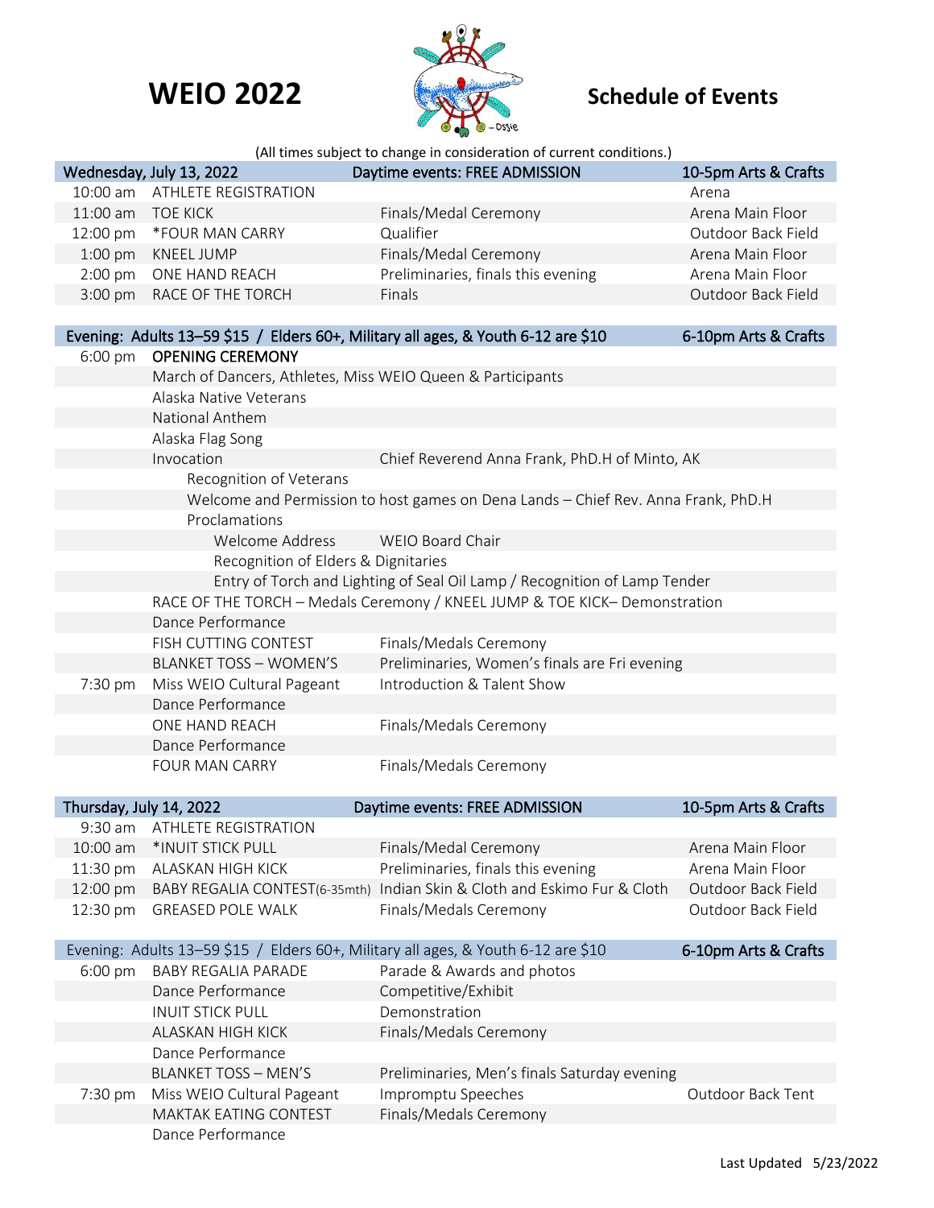# WEIO 2022 — Schedule of Events

(All times subject to change in consideration of current conditions.)

| Wednesday, July 13, 2022 | | Daytime events: FREE ADMISSION | 10-5pm Arts & Crafts |
|---|---|---|---|
| 10:00 am | ATHLETE REGISTRATION | | Arena |
| 11:00 am | TOE KICK | Finals/Medal Ceremony | Arena Main Floor |
| 12:00 pm | *FOUR MAN CARRY | Qualifier | Outdoor Back Field |
| 1:00 pm | KNEEL JUMP | Finals/Medal Ceremony | Arena Main Floor |
| 2:00 pm | ONE HAND REACH | Preliminaries, finals this evening | Arena Main Floor |
| 3:00 pm | RACE OF THE TORCH | Finals | Outdoor Back Field |

| Evening: Adults 13–59 $15 / Elders 60+, Military all ages, & Youth 6-12 are $10 | | | 6-10pm Arts & Crafts |
|---|---|---|---|
| 6:00 pm | OPENING CEREMONY | | |
| | March of Dancers, Athletes, Miss WEIO Queen & Participants | | |
| | Alaska Native Veterans | | |
| | National Anthem | | |
| | Alaska Flag Song | | |
| | Invocation | Chief Reverend Anna Frank, PhD.H of Minto, AK | |
| | Recognition of Veterans | | |
| | Welcome and Permission to host games on Dena Lands – Chief Rev. Anna Frank, PhD.H | | |
| | Proclamations | | |
| | Welcome Address | WEIO Board Chair | |
| | Recognition of Elders & Dignitaries | | |
| | Entry of Torch and Lighting of Seal Oil Lamp / Recognition of Lamp Tender | | |
| | RACE OF THE TORCH – Medals Ceremony / KNEEL JUMP & TOE KICK– Demonstration | | |
| | Dance Performance | | |
| | FISH CUTTING CONTEST | Finals/Medals Ceremony | |
| | BLANKET TOSS – WOMEN'S | Preliminaries, Women's finals are Fri evening | |
| 7:30 pm | Miss WEIO Cultural Pageant | Introduction & Talent Show | |
| | Dance Performance | | |
| | ONE HAND REACH | Finals/Medals Ceremony | |
| | Dance Performance | | |
| | FOUR MAN CARRY | Finals/Medals Ceremony | |

| Thursday, July 14, 2022 | | Daytime events: FREE ADMISSION | 10-5pm Arts & Crafts |
|---|---|---|---|
| 9:30 am | ATHLETE REGISTRATION | | |
| 10:00 am | *INUIT STICK PULL | Finals/Medal Ceremony | Arena Main Floor |
| 11:30 pm | ALASKAN HIGH KICK | Preliminaries, finals this evening | Arena Main Floor |
| 12:00 pm | BABY REGALIA CONTEST(6-35mth) | Indian Skin & Cloth and Eskimo Fur & Cloth | Outdoor Back Field |
| 12:30 pm | GREASED POLE WALK | Finals/Medals Ceremony | Outdoor Back Field |

| Evening: Adults 13–59 $15 / Elders 60+, Military all ages, & Youth 6-12 are $10 | | | 6-10pm Arts & Crafts |
|---|---|---|---|
| 6:00 pm | BABY REGALIA PARADE | Parade & Awards and photos | |
| | Dance Performance | Competitive/Exhibit | |
| | INUIT STICK PULL | Demonstration | |
| | ALASKAN HIGH KICK | Finals/Medals Ceremony | |
| | Dance Performance | | |
| | BLANKET TOSS – MEN'S | Preliminaries, Men's finals Saturday evening | |
| 7:30 pm | Miss WEIO Cultural Pageant | Impromptu Speeches | Outdoor Back Tent |
| | MAKTAK EATING CONTEST | Finals/Medals Ceremony | |
| | Dance Performance | | |

Last Updated 5/23/2022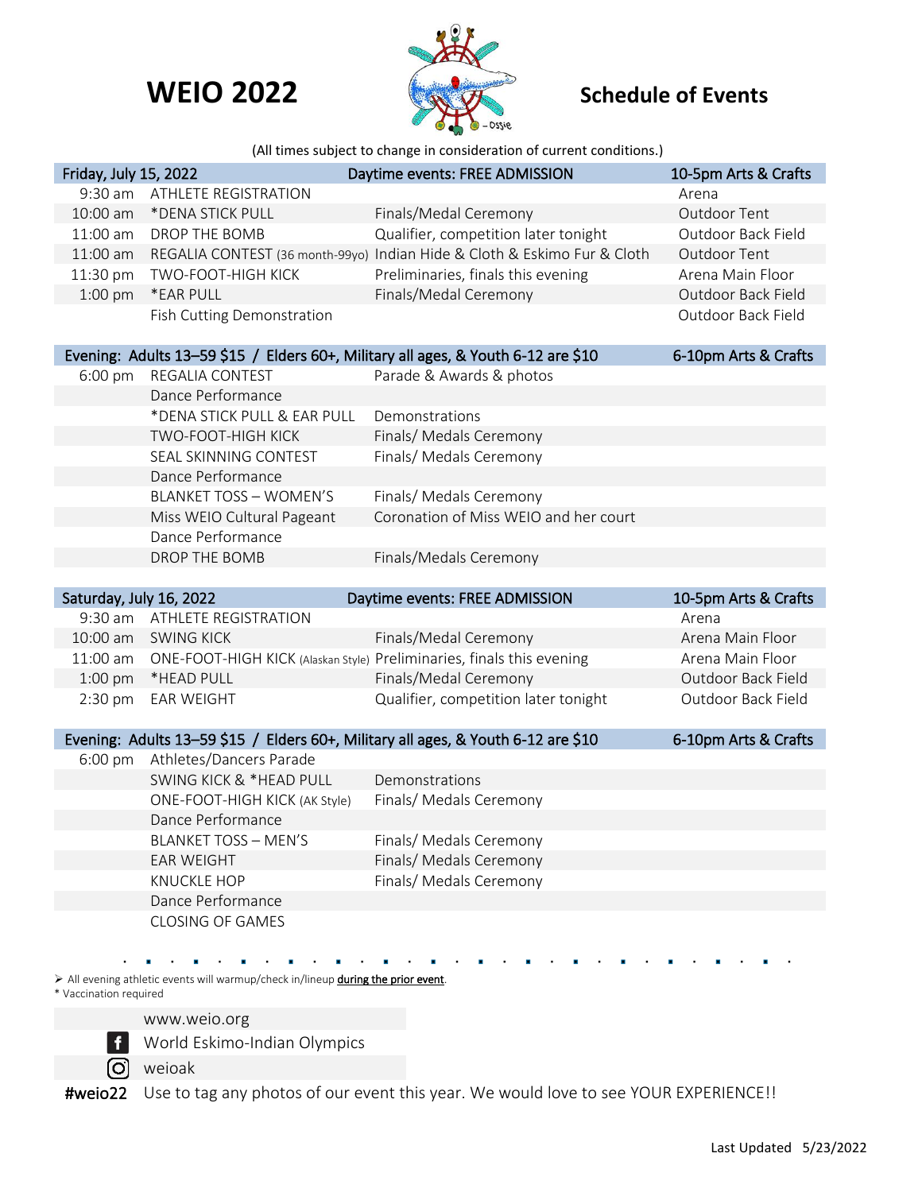# WEIO 2022 — Schedule of Events

(All times subject to change in consideration of current conditions.)

| Friday, July 15, 2022 | | Daytime events: FREE ADMISSION | 10-5pm Arts & Crafts |
|---|---|---|---|
| 9:30 am | ATHLETE REGISTRATION | | Arena |
| 10:00 am | *DENA STICK PULL | Finals/Medal Ceremony | Outdoor Tent |
| 11:00 am | DROP THE BOMB | Qualifier, competition later tonight | Outdoor Back Field |
| 11:00 am | REGALIA CONTEST (36 month-99yo) | Indian Hide & Cloth & Eskimo Fur & Cloth | Outdoor Tent |
| 11:30 pm | TWO-FOOT-HIGH KICK | Preliminaries, finals this evening | Arena Main Floor |
| 1:00 pm | *EAR PULL | Finals/Medal Ceremony | Outdoor Back Field |
| | Fish Cutting Demonstration | | Outdoor Back Field |

| Evening: Adults 13–59 $15 / Elders 60+, Military all ages, & Youth 6-12 are $10 | | | 6-10pm Arts & Crafts |
|---|---|---|---|
| 6:00 pm | REGALIA CONTEST | Parade & Awards & photos | |
| | Dance Performance | | |
| | *DENA STICK PULL & EAR PULL | Demonstrations | |
| | TWO-FOOT-HIGH KICK | Finals/ Medals Ceremony | |
| | SEAL SKINNING CONTEST | Finals/ Medals Ceremony | |
| | Dance Performance | | |
| | BLANKET TOSS – WOMEN'S | Finals/ Medals Ceremony | |
| | Miss WEIO Cultural Pageant | Coronation of Miss WEIO and her court | |
| | Dance Performance | | |
| | DROP THE BOMB | Finals/Medals Ceremony | |

| Saturday, July 16, 2022 | | Daytime events: FREE ADMISSION | 10-5pm Arts & Crafts |
|---|---|---|---|
| 9:30 am | ATHLETE REGISTRATION | | Arena |
| 10:00 am | SWING KICK | Finals/Medal Ceremony | Arena Main Floor |
| 11:00 am | ONE-FOOT-HIGH KICK (Alaskan Style) | Preliminaries, finals this evening | Arena Main Floor |
| 1:00 pm | *HEAD PULL | Finals/Medal Ceremony | Outdoor Back Field |
| 2:30 pm | EAR WEIGHT | Qualifier, competition later tonight | Outdoor Back Field |

| Evening: Adults 13–59 $15 / Elders 60+, Military all ages, & Youth 6-12 are $10 | | | 6-10pm Arts & Crafts |
|---|---|---|---|
| 6:00 pm | Athletes/Dancers Parade | | |
| | SWING KICK & *HEAD PULL | Demonstrations | |
| | ONE-FOOT-HIGH KICK (AK Style) | Finals/ Medals Ceremony | |
| | Dance Performance | | |
| | BLANKET TOSS – MEN'S | Finals/ Medals Ceremony | |
| | EAR WEIGHT | Finals/ Medals Ceremony | |
| | KNUCKLE HOP | Finals/ Medals Ceremony | |
| | Dance Performance | | |
| | CLOSING OF GAMES | | |

- All evening athletic events will warmup/check in/lineup **during the prior event**.

\* Vaccination required

www.weio.org

World Eskimo-Indian Olympics

weioak

**#weio22** Use to tag any photos of our event this year. We would love to see YOUR EXPERIENCE!!

Last Updated 5/23/2022